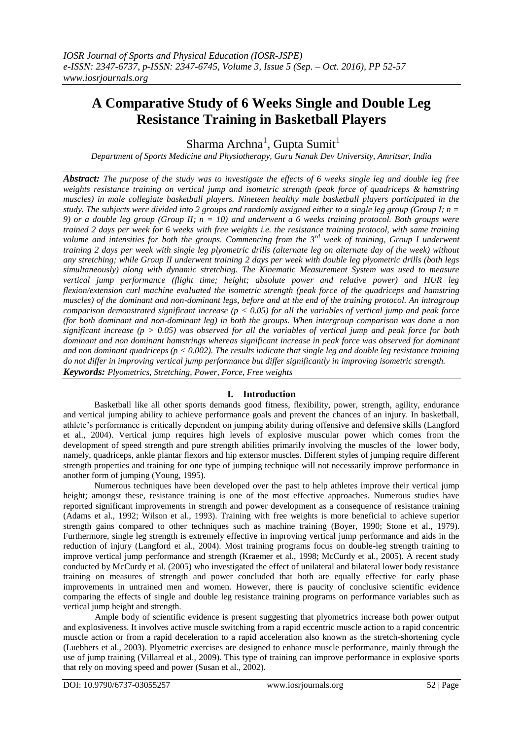# A Comparative Study of 6 Weeks Single and Double Leg Resistance Training in Basketball Players

Sharma Archna[1], Gupta Sumit[1]

*Department of Sports Medicine and Physiotherapy, Guru Nanak Dev University, Amritsar, India*

***Abstract:*** *The purpose of the study was to investigate the effects of 6 weeks single leg and double leg free weights resistance training on vertical jump and isometric strength (peak force of quadriceps & hamstring muscles) in male collegiate basketball players. Nineteen healthy male basketball players participated in the study. The subjects were divided into 2 groups and randomly assigned either to a single leg group (Group I; n = 9) or a double leg group (Group II; n = 10) and underwent a 6 weeks training protocol. Both groups were trained 2 days per week for 6 weeks with free weights i.e. the resistance training protocol, with same training volume and intensities for both the groups. Commencing from the 3rd week of training, Group I underwent training 2 days per week with single leg plyometric drills (alternate leg on alternate day of the week) without any stretching; while Group II underwent training 2 days per week with double leg plyometric drills (both legs simultaneously) along with dynamic stretching. The Kinematic Measurement System was used to measure vertical jump performance (flight time; height; absolute power and relative power) and HUR leg flexion/extension curl machine evaluated the isometric strength (peak force of the quadriceps and hamstring muscles) of the dominant and non-dominant legs, before and at the end of the training protocol. An intragroup comparison demonstrated significant increase ($p < 0.05$) for all the variables of vertical jump and peak force (for both dominant and non-dominant leg) in both the groups. When intergroup comparison was done a non significant increase ($p > 0.05$) was observed for all the variables of vertical jump and peak force for both dominant and non dominant hamstrings whereas significant increase in peak force was observed for dominant and non dominant quadriceps ($p < 0.002$). The results indicate that single leg and double leg resistance training do not differ in improving vertical jump performance but differ significantly in improving isometric strength.*

***Keywords:*** *Plyometrics, Stretching, Power, Force, Free weights*

## I. Introduction

Basketball like all other sports demands good fitness, flexibility, power, strength, agility, endurance and vertical jumping ability to achieve performance goals and prevent the chances of an injury. In basketball, athlete's performance is critically dependent on jumping ability during offensive and defensive skills (Langford et al., 2004). Vertical jump requires high levels of explosive muscular power which comes from the development of speed strength and pure strength abilities primarily involving the muscles of the lower body, namely, quadriceps, ankle plantar flexors and hip extensor muscles. Different styles of jumping require different strength properties and training for one type of jumping technique will not necessarily improve performance in another form of jumping (Young, 1995).

Numerous techniques have been developed over the past to help athletes improve their vertical jump height; amongst these, resistance training is one of the most effective approaches. Numerous studies have reported significant improvements in strength and power development as a consequence of resistance training (Adams et al., 1992; Wilson et al., 1993). Training with free weights is more beneficial to achieve superior strength gains compared to other techniques such as machine training (Boyer, 1990; Stone et al., 1979). Furthermore, single leg strength is extremely effective in improving vertical jump performance and aids in the reduction of injury (Langford et al., 2004). Most training programs focus on double-leg strength training to improve vertical jump performance and strength (Kraemer et al., 1998; McCurdy et al., 2005). A recent study conducted by McCurdy et al. (2005) who investigated the effect of unilateral and bilateral lower body resistance training on measures of strength and power concluded that both are equally effective for early phase improvements in untrained men and women. However, there is paucity of conclusive scientific evidence comparing the effects of single and double leg resistance training programs on performance variables such as vertical jump height and strength.

Ample body of scientific evidence is present suggesting that plyometrics increase both power output and explosiveness. It involves active muscle switching from a rapid eccentric muscle action to a rapid concentric muscle action or from a rapid deceleration to a rapid acceleration also known as the stretch-shortening cycle (Luebbers et al., 2003). Plyometric exercises are designed to enhance muscle performance, mainly through the use of jump training (Villarreal et al., 2009). This type of training can improve performance in explosive sports that rely on moving speed and power (Susan et al., 2002).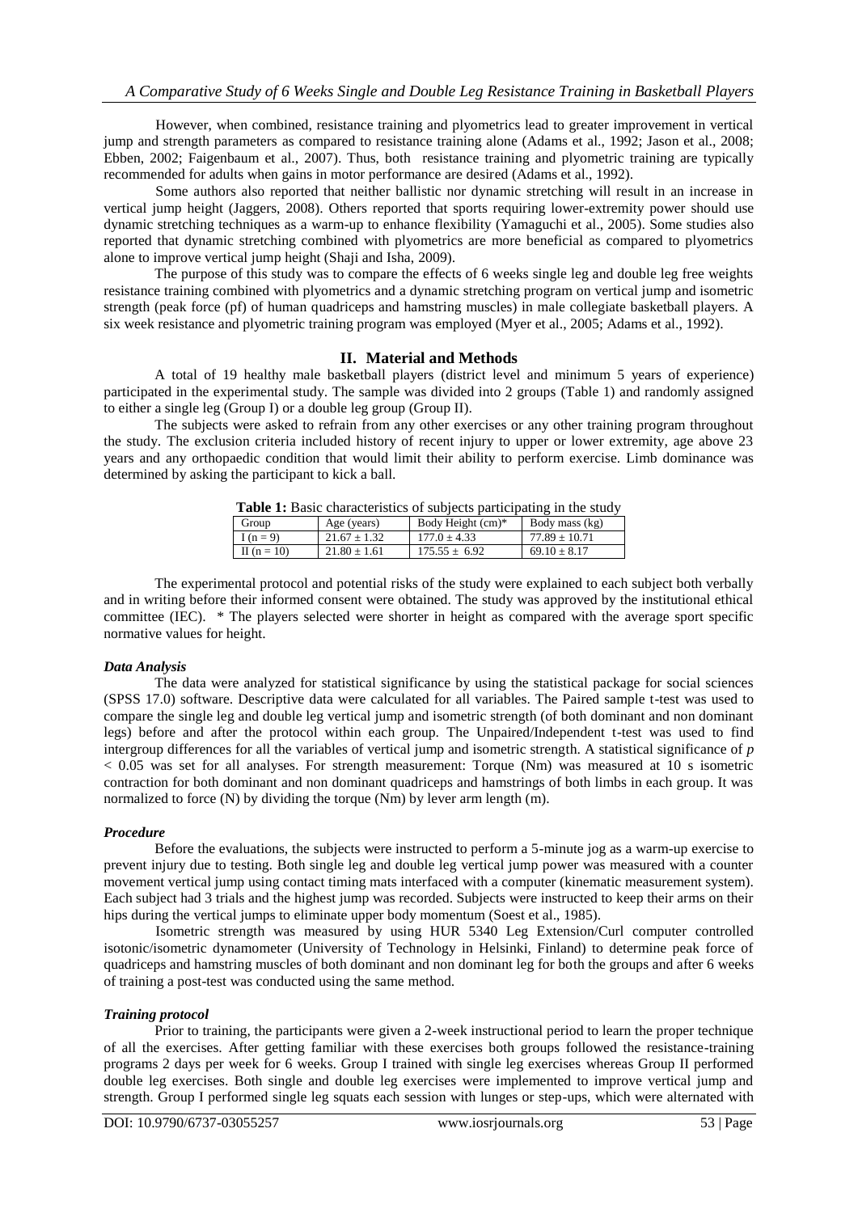However, when combined, resistance training and plyometrics lead to greater improvement in vertical jump and strength parameters as compared to resistance training alone (Adams et al., 1992; Jason et al., 2008; Ebben, 2002; Faigenbaum et al., 2007). Thus, both resistance training and plyometric training are typically recommended for adults when gains in motor performance are desired (Adams et al., 1992).

Some authors also reported that neither ballistic nor dynamic stretching will result in an increase in vertical jump height (Jaggers, 2008). Others reported that sports requiring lower-extremity power should use dynamic stretching techniques as a warm-up to enhance flexibility (Yamaguchi et al., 2005). Some studies also reported that dynamic stretching combined with plyometrics are more beneficial as compared to plyometrics alone to improve vertical jump height (Shaji and Isha, 2009).

The purpose of this study was to compare the effects of 6 weeks single leg and double leg free weights resistance training combined with plyometrics and a dynamic stretching program on vertical jump and isometric strength (peak force (pf) of human quadriceps and hamstring muscles) in male collegiate basketball players. A six week resistance and plyometric training program was employed (Myer et al., 2005; Adams et al., 1992).

## II. Material and Methods

A total of 19 healthy male basketball players (district level and minimum 5 years of experience) participated in the experimental study. The sample was divided into 2 groups (Table 1) and randomly assigned to either a single leg (Group I) or a double leg group (Group II).

The subjects were asked to refrain from any other exercises or any other training program throughout the study. The exclusion criteria included history of recent injury to upper or lower extremity, age above 23 years and any orthopaedic condition that would limit their ability to perform exercise. Limb dominance was determined by asking the participant to kick a ball.

**Table 1:** Basic characteristics of subjects participating in the study

| Group | Age (years) | Body Height (cm)* | Body mass (kg) |
|---|---|---|---|
| I (n = 9) | 21.67 ± 1.32 | 177.0 ± 4.33 | 77.89 ± 10.71 |
| II (n = 10) | 21.80 ± 1.61 | 175.55 ± 6.92 | 69.10 ± 8.17 |

The experimental protocol and potential risks of the study were explained to each subject both verbally and in writing before their informed consent were obtained. The study was approved by the institutional ethical committee (IEC). * The players selected were shorter in height as compared with the average sport specific normative values for height.

### *Data Analysis*

The data were analyzed for statistical significance by using the statistical package for social sciences (SPSS 17.0) software. Descriptive data were calculated for all variables. The Paired sample t-test was used to compare the single leg and double leg vertical jump and isometric strength (of both dominant and non dominant legs) before and after the protocol within each group. The Unpaired/Independent t-test was used to find intergroup differences for all the variables of vertical jump and isometric strength. A statistical significance of $p < 0.05$ was set for all analyses. For strength measurement: Torque (Nm) was measured at 10 s isometric contraction for both dominant and non dominant quadriceps and hamstrings of both limbs in each group. It was normalized to force (N) by dividing the torque (Nm) by lever arm length (m).

### *Procedure*

Before the evaluations, the subjects were instructed to perform a 5-minute jog as a warm-up exercise to prevent injury due to testing. Both single leg and double leg vertical jump power was measured with a counter movement vertical jump using contact timing mats interfaced with a computer (kinematic measurement system). Each subject had 3 trials and the highest jump was recorded. Subjects were instructed to keep their arms on their hips during the vertical jumps to eliminate upper body momentum (Soest et al., 1985).

Isometric strength was measured by using HUR 5340 Leg Extension/Curl computer controlled isotonic/isometric dynamometer (University of Technology in Helsinki, Finland) to determine peak force of quadriceps and hamstring muscles of both dominant and non dominant leg for both the groups and after 6 weeks of training a post-test was conducted using the same method.

### *Training protocol*

Prior to training, the participants were given a 2-week instructional period to learn the proper technique of all the exercises. After getting familiar with these exercises both groups followed the resistance-training programs 2 days per week for 6 weeks. Group I trained with single leg exercises whereas Group II performed double leg exercises. Both single and double leg exercises were implemented to improve vertical jump and strength. Group I performed single leg squats each session with lunges or step-ups, which were alternated with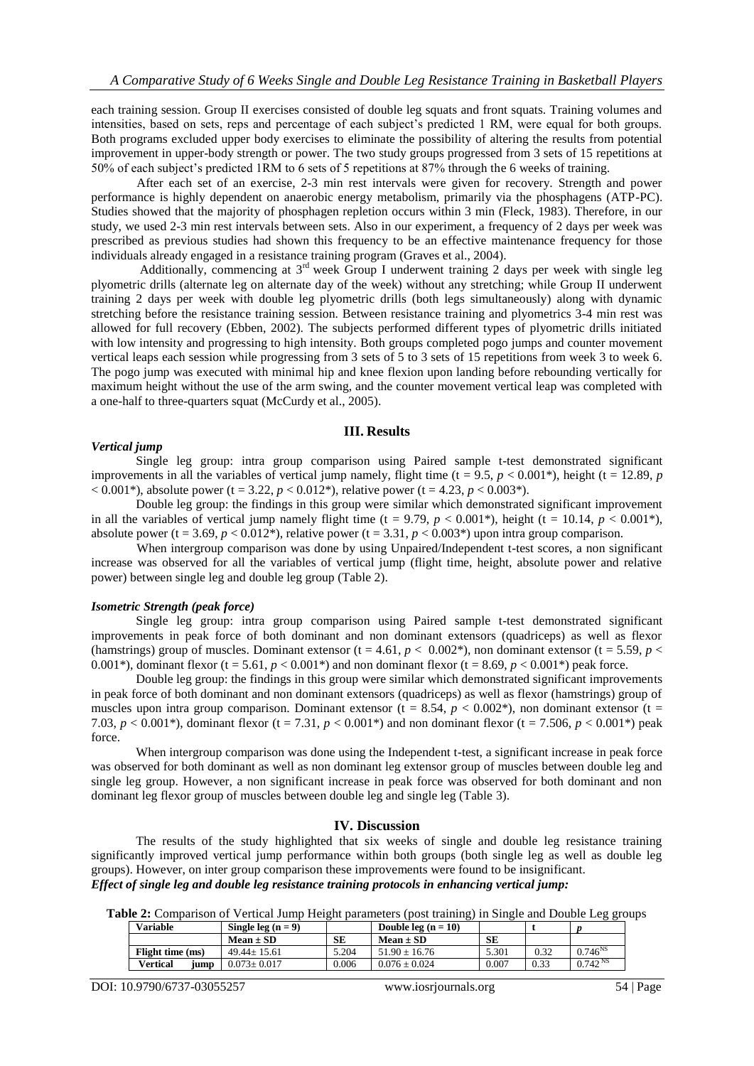each training session. Group II exercises consisted of double leg squats and front squats. Training volumes and intensities, based on sets, reps and percentage of each subject's predicted 1 RM, were equal for both groups. Both programs excluded upper body exercises to eliminate the possibility of altering the results from potential improvement in upper-body strength or power. The two study groups progressed from 3 sets of 15 repetitions at 50% of each subject's predicted 1RM to 6 sets of 5 repetitions at 87% through the 6 weeks of training.

After each set of an exercise, 2-3 min rest intervals were given for recovery. Strength and power performance is highly dependent on anaerobic energy metabolism, primarily via the phosphagens (ATP-PC). Studies showed that the majority of phosphagen repletion occurs within 3 min (Fleck, 1983). Therefore, in our study, we used 2-3 min rest intervals between sets. Also in our experiment, a frequency of 2 days per week was prescribed as previous studies had shown this frequency to be an effective maintenance frequency for those individuals already engaged in a resistance training program (Graves et al., 2004).

Additionally, commencing at 3rd week Group I underwent training 2 days per week with single leg plyometric drills (alternate leg on alternate day of the week) without any stretching; while Group II underwent training 2 days per week with double leg plyometric drills (both legs simultaneously) along with dynamic stretching before the resistance training session. Between resistance training and plyometrics 3-4 min rest was allowed for full recovery (Ebben, 2002). The subjects performed different types of plyometric drills initiated with low intensity and progressing to high intensity. Both groups completed pogo jumps and counter movement vertical leaps each session while progressing from 3 sets of 5 to 3 sets of 15 repetitions from week 3 to week 6. The pogo jump was executed with minimal hip and knee flexion upon landing before rebounding vertically for maximum height without the use of the arm swing, and the counter movement vertical leap was completed with a one-half to three-quarters squat (McCurdy et al., 2005).

## III. Results

***Vertical jump***

Single leg group: intra group comparison using Paired sample t-test demonstrated significant improvements in all the variables of vertical jump namely, flight time ($t = 9.5$, $p < 0.001$*), height ($t = 12.89$, $p < 0.001$*), absolute power ($t = 3.22$, $p < 0.012$*), relative power ($t = 4.23$, $p < 0.003$*).

Double leg group: the findings in this group were similar which demonstrated significant improvement in all the variables of vertical jump namely flight time ($t = 9.79$, $p < 0.001$*), height ($t = 10.14$, $p < 0.001$*), absolute power ($t = 3.69$, $p < 0.012$*), relative power ($t = 3.31$, $p < 0.003$*) upon intra group comparison.

When intergroup comparison was done by using Unpaired/Independent t-test scores, a non significant increase was observed for all the variables of vertical jump (flight time, height, absolute power and relative power) between single leg and double leg group (Table 2).

***Isometric Strength (peak force)***

Single leg group: intra group comparison using Paired sample t-test demonstrated significant improvements in peak force of both dominant and non dominant extensors (quadriceps) as well as flexor (hamstrings) group of muscles. Dominant extensor ($t = 4.61$, $p < 0.002$*), non dominant extensor ($t = 5.59$, $p < 0.001$*), dominant flexor ($t = 5.61$, $p < 0.001$*) and non dominant flexor ($t = 8.69$, $p < 0.001$*) peak force.

Double leg group: the findings in this group were similar which demonstrated significant improvements in peak force of both dominant and non dominant extensors (quadriceps) as well as flexor (hamstrings) group of muscles upon intra group comparison. Dominant extensor ($t = 8.54$, $p < 0.002$*), non dominant extensor ($t = 7.03$, $p < 0.001$*), dominant flexor ($t = 7.31$, $p < 0.001$*) and non dominant flexor ($t = 7.506$, $p < 0.001$*) peak force.

When intergroup comparison was done using the Independent t-test, a significant increase in peak force was observed for both dominant as well as non dominant leg extensor group of muscles between double leg and single leg group. However, a non significant increase in peak force was observed for both dominant and non dominant leg flexor group of muscles between double leg and single leg (Table 3).

## IV. Discussion

The results of the study highlighted that six weeks of single and double leg resistance training significantly improved vertical jump performance within both groups (both single leg as well as double leg groups). However, on inter group comparison these improvements were found to be insignificant.

***Effect of single leg and double leg resistance training protocols in enhancing vertical jump:***

**Table 2:** Comparison of Vertical Jump Height parameters (post training) in Single and Double Leg groups

| Variable | Single leg ($n = 9$) | | Double leg ($n = 10$) | | t | p |
|---|---|---|---|---|---|---|
| | Mean ± SD | SE | Mean ± SD | SE | | |
| Flight time (ms) | 49.44± 15.61 | 5.204 | 51.90 ± 16.76 | 5.301 | 0.32 | 0.746 NS |
| Vertical jump | 0.073± 0.017 | 0.006 | 0.076 ± 0.024 | 0.007 | 0.33 | 0.742 NS |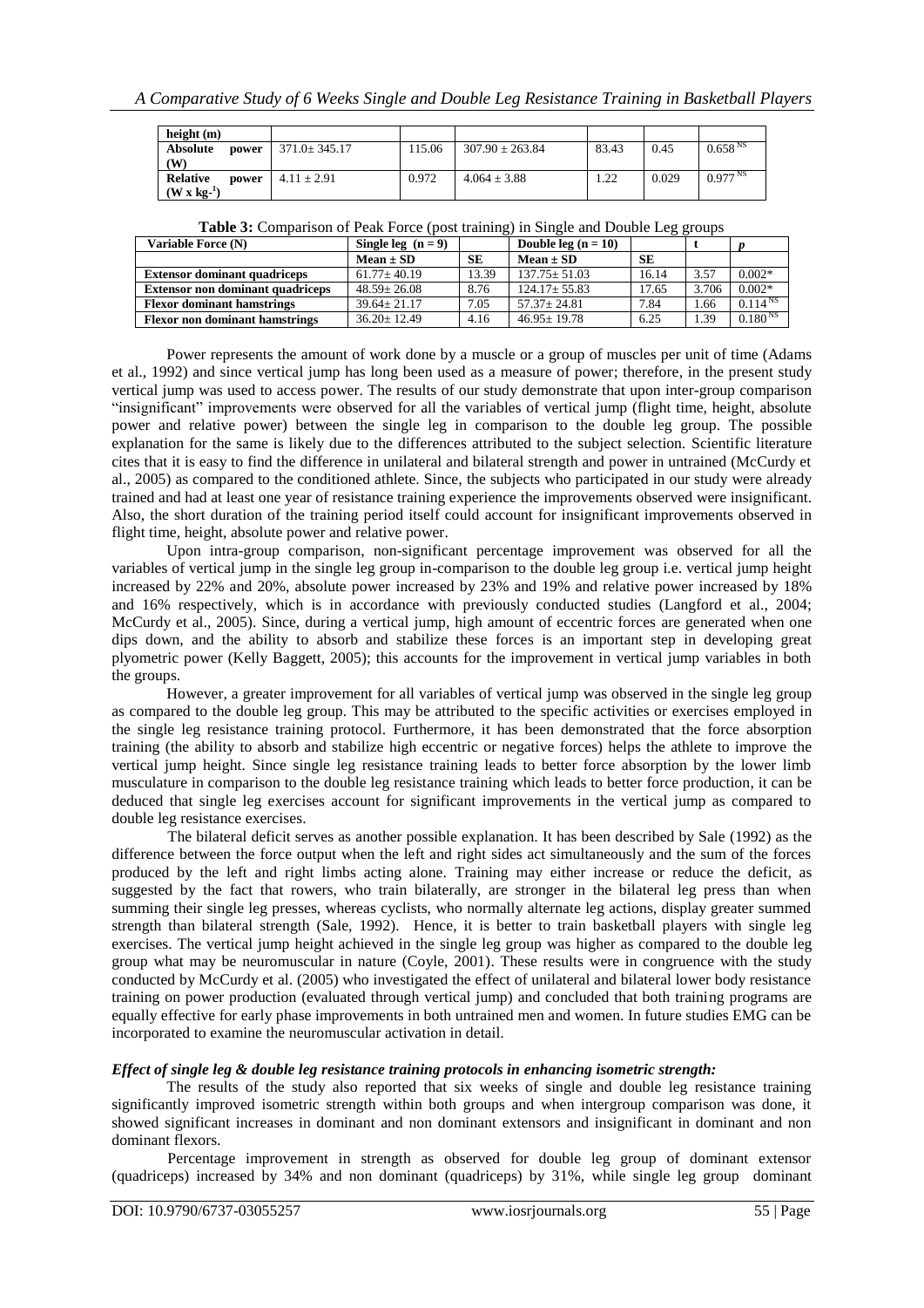| height (m) | | | | | | |
|---|---|---|---|---|---|---|
| **Absolute power (W)** | 371.0± 345.17 | 115.06 | 307.90 ± 263.84 | 83.43 | 0.45 | $0.658^{NS}$ |
| **Relative power ($W \times kg^{-1}$)** | 4.11 ± 2.91 | 0.972 | 4.064 ± 3.88 | 1.22 | 0.029 | $0.977^{NS}$ |

**Table 3:** Comparison of Peak Force (post training) in Single and Double Leg groups

| Variable Force (N) | Single leg (n = 9) | | Double leg (n = 10) | | t | p |
|---|---|---|---|---|---|---|
| | **Mean ± SD** | **SE** | **Mean ± SD** | **SE** | | |
| **Extensor dominant quadriceps** | 61.77± 40.19 | 13.39 | 137.75± 51.03 | 16.14 | 3.57 | 0.002* |
| **Extensor non dominant quadriceps** | 48.59± 26.08 | 8.76 | 124.17± 55.83 | 17.65 | 3.706 | 0.002* |
| **Flexor dominant hamstrings** | 39.64± 21.17 | 7.05 | 57.37± 24.81 | 7.84 | 1.66 | $0.114^{NS}$ |
| **Flexor non dominant hamstrings** | 36.20± 12.49 | 4.16 | 46.95± 19.78 | 6.25 | 1.39 | $0.180^{NS}$ |

Power represents the amount of work done by a muscle or a group of muscles per unit of time (Adams et al., 1992) and since vertical jump has long been used as a measure of power; therefore, in the present study vertical jump was used to access power. The results of our study demonstrate that upon inter-group comparison "insignificant" improvements were observed for all the variables of vertical jump (flight time, height, absolute power and relative power) between the single leg in comparison to the double leg group. The possible explanation for the same is likely due to the differences attributed to the subject selection. Scientific literature cites that it is easy to find the difference in unilateral and bilateral strength and power in untrained (McCurdy et al., 2005) as compared to the conditioned athlete. Since, the subjects who participated in our study were already trained and had at least one year of resistance training experience the improvements observed were insignificant. Also, the short duration of the training period itself could account for insignificant improvements observed in flight time, height, absolute power and relative power.

Upon intra-group comparison, non-significant percentage improvement was observed for all the variables of vertical jump in the single leg group in-comparison to the double leg group i.e. vertical jump height increased by 22% and 20%, absolute power increased by 23% and 19% and relative power increased by 18% and 16% respectively, which is in accordance with previously conducted studies (Langford et al., 2004; McCurdy et al., 2005). Since, during a vertical jump, high amount of eccentric forces are generated when one dips down, and the ability to absorb and stabilize these forces is an important step in developing great plyometric power (Kelly Baggett, 2005); this accounts for the improvement in vertical jump variables in both the groups.

However, a greater improvement for all variables of vertical jump was observed in the single leg group as compared to the double leg group. This may be attributed to the specific activities or exercises employed in the single leg resistance training protocol. Furthermore, it has been demonstrated that the force absorption training (the ability to absorb and stabilize high eccentric or negative forces) helps the athlete to improve the vertical jump height. Since single leg resistance training leads to better force absorption by the lower limb musculature in comparison to the double leg resistance training which leads to better force production, it can be deduced that single leg exercises account for significant improvements in the vertical jump as compared to double leg resistance exercises.

The bilateral deficit serves as another possible explanation. It has been described by Sale (1992) as the difference between the force output when the left and right sides act simultaneously and the sum of the forces produced by the left and right limbs acting alone. Training may either increase or reduce the deficit, as suggested by the fact that rowers, who train bilaterally, are stronger in the bilateral leg press than when summing their single leg presses, whereas cyclists, who normally alternate leg actions, display greater summed strength than bilateral strength (Sale, 1992). Hence, it is better to train basketball players with single leg exercises. The vertical jump height achieved in the single leg group was higher as compared to the double leg group what may be neuromuscular in nature (Coyle, 2001). These results were in congruence with the study conducted by McCurdy et al. (2005) who investigated the effect of unilateral and bilateral lower body resistance training on power production (evaluated through vertical jump) and concluded that both training programs are equally effective for early phase improvements in both untrained men and women. In future studies EMG can be incorporated to examine the neuromuscular activation in detail.

***Effect of single leg & double leg resistance training protocols in enhancing isometric strength:***

The results of the study also reported that six weeks of single and double leg resistance training significantly improved isometric strength within both groups and when intergroup comparison was done, it showed significant increases in dominant and non dominant extensors and insignificant in dominant and non dominant flexors.

Percentage improvement in strength as observed for double leg group of dominant extensor (quadriceps) increased by 34% and non dominant (quadriceps) by 31%, while single leg group dominant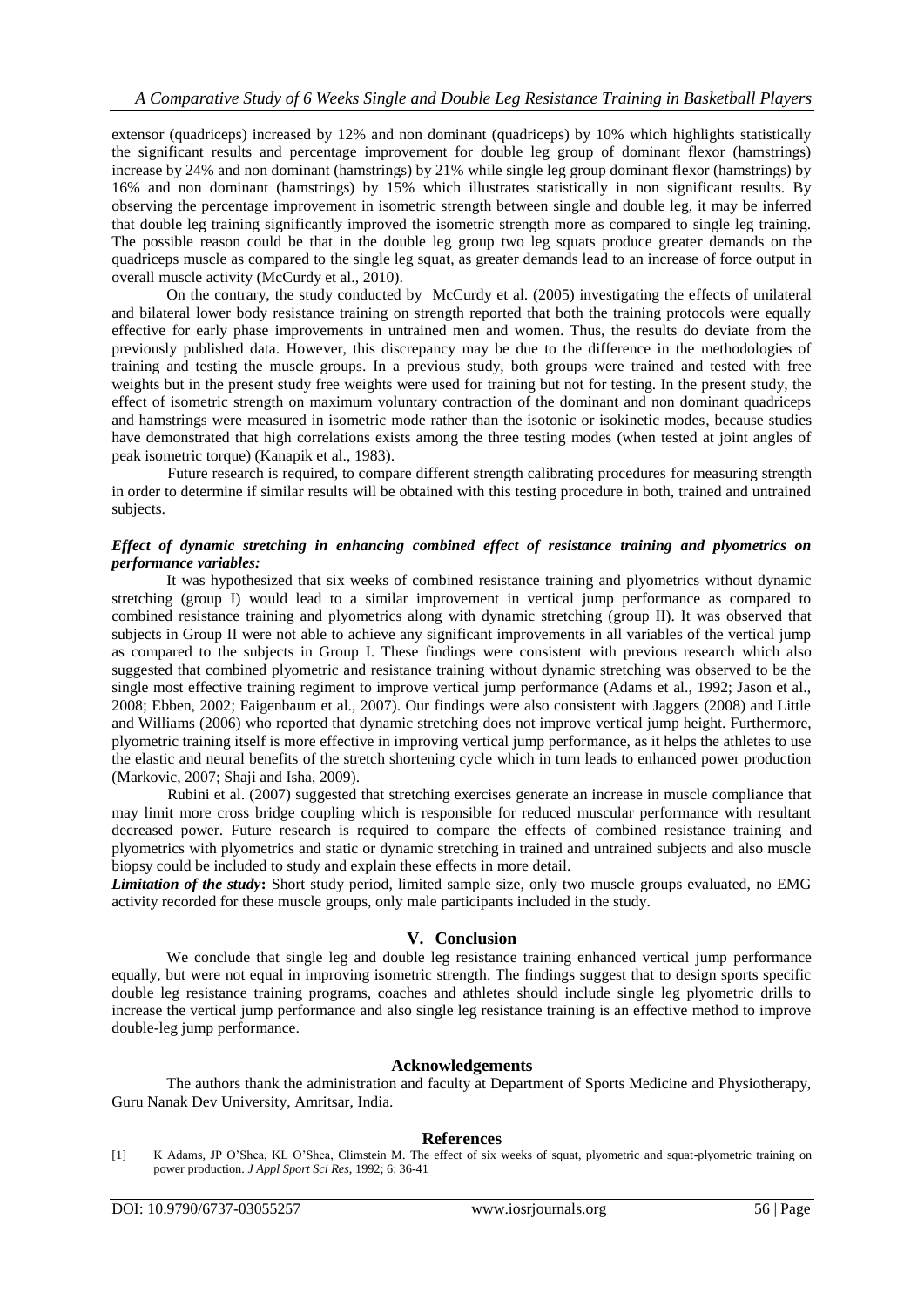extensor (quadriceps) increased by 12% and non dominant (quadriceps) by 10% which highlights statistically the significant results and percentage improvement for double leg group of dominant flexor (hamstrings) increase by 24% and non dominant (hamstrings) by 21% while single leg group dominant flexor (hamstrings) by 16% and non dominant (hamstrings) by 15% which illustrates statistically in non significant results. By observing the percentage improvement in isometric strength between single and double leg, it may be inferred that double leg training significantly improved the isometric strength more as compared to single leg training. The possible reason could be that in the double leg group two leg squats produce greater demands on the quadriceps muscle as compared to the single leg squat, as greater demands lead to an increase of force output in overall muscle activity (McCurdy et al., 2010).

On the contrary, the study conducted by McCurdy et al. (2005) investigating the effects of unilateral and bilateral lower body resistance training on strength reported that both the training protocols were equally effective for early phase improvements in untrained men and women. Thus, the results do deviate from the previously published data. However, this discrepancy may be due to the difference in the methodologies of training and testing the muscle groups. In a previous study, both groups were trained and tested with free weights but in the present study free weights were used for training but not for testing. In the present study, the effect of isometric strength on maximum voluntary contraction of the dominant and non dominant quadriceps and hamstrings were measured in isometric mode rather than the isotonic or isokinetic modes, because studies have demonstrated that high correlations exists among the three testing modes (when tested at joint angles of peak isometric torque) (Kanapik et al., 1983).

Future research is required, to compare different strength calibrating procedures for measuring strength in order to determine if similar results will be obtained with this testing procedure in both, trained and untrained subjects.

***Effect of dynamic stretching in enhancing combined effect of resistance training and plyometrics on performance variables:***

It was hypothesized that six weeks of combined resistance training and plyometrics without dynamic stretching (group I) would lead to a similar improvement in vertical jump performance as compared to combined resistance training and plyometrics along with dynamic stretching (group II). It was observed that subjects in Group II were not able to achieve any significant improvements in all variables of the vertical jump as compared to the subjects in Group I. These findings were consistent with previous research which also suggested that combined plyometric and resistance training without dynamic stretching was observed to be the single most effective training regiment to improve vertical jump performance (Adams et al., 1992; Jason et al., 2008; Ebben, 2002; Faigenbaum et al., 2007). Our findings were also consistent with Jaggers (2008) and Little and Williams (2006) who reported that dynamic stretching does not improve vertical jump height. Furthermore, plyometric training itself is more effective in improving vertical jump performance, as it helps the athletes to use the elastic and neural benefits of the stretch shortening cycle which in turn leads to enhanced power production (Markovic, 2007; Shaji and Isha, 2009).

Rubini et al. (2007) suggested that stretching exercises generate an increase in muscle compliance that may limit more cross bridge coupling which is responsible for reduced muscular performance with resultant decreased power. Future research is required to compare the effects of combined resistance training and plyometrics with plyometrics and static or dynamic stretching in trained and untrained subjects and also muscle biopsy could be included to study and explain these effects in more detail.

***Limitation of the study*:** Short study period, limited sample size, only two muscle groups evaluated, no EMG activity recorded for these muscle groups, only male participants included in the study.

## V. Conclusion

We conclude that single leg and double leg resistance training enhanced vertical jump performance equally, but were not equal in improving isometric strength. The findings suggest that to design sports specific double leg resistance training programs, coaches and athletes should include single leg plyometric drills to increase the vertical jump performance and also single leg resistance training is an effective method to improve double-leg jump performance.

## Acknowledgements

The authors thank the administration and faculty at Department of Sports Medicine and Physiotherapy, Guru Nanak Dev University, Amritsar, India.

## References

[1] K Adams, JP O'Shea, KL O'Shea, Climstein M. The effect of six weeks of squat, plyometric and squat-plyometric training on power production. *J Appl Sport Sci Res*, 1992; 6: 36-41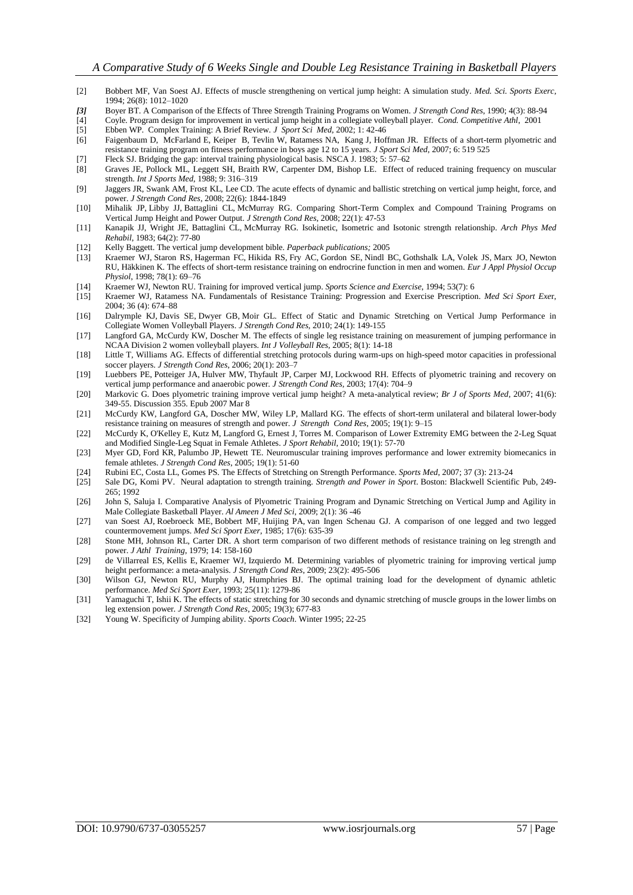[2] Bobbert MF, Van Soest AJ. Effects of muscle strengthening on vertical jump height: A simulation study. *Med. Sci. Sports Exerc*, 1994; 26(8): 1012–1020

***[3]*** Boyer BT. A Comparison of the Effects of Three Strength Training Programs on Women. *J Strength Cond Res*, 1990; 4(3): 88-94

[4] Coyle. Program design for improvement in vertical jump height in a collegiate volleyball player. *Cond. Competitive Athl*, 2001

[5] Ebben WP. Complex Training: A Brief Review. *J Sport Sci Med*, 2002; 1: 42-46

[6] Faigenbaum D, McFarland E, Keiper B, Tevlin W, Ratamess NA, Kang J, Hoffman JR. Effects of a short-term plyometric and resistance training program on fitness performance in boys age 12 to 15 years. *J Sport Sci Med*, 2007; 6: 519 525

[7] Fleck SJ. Bridging the gap: interval training physiological basis. NSCA J. 1983; 5: 57–62

[8] Graves JE, Pollock ML, Leggett SH, Braith RW, Carpenter DM, Bishop LE. Effect of reduced training frequency on muscular strength. *Int J Sports Med*, 1988; 9: 316–319

[9] Jaggers JR, Swank AM, Frost KL, Lee CD. The acute effects of dynamic and ballistic stretching on vertical jump height, force, and power. *J Strength Cond Res*, 2008; 22(6): 1844-1849

[10] Mihalik JP, Libby JJ, Battaglini CL, McMurray RG. Comparing Short-Term Complex and Compound Training Programs on Vertical Jump Height and Power Output. *J Strength Cond Res*, 2008; 22(1): 47-53

[11] Kanapik JJ, Wright JE, Battaglini CL, McMurray RG. Isokinetic, Isometric and Isotonic strength relationship. *Arch Phys Med Rehabil*, 1983; 64(2): 77-80

[12] Kelly Baggett. The vertical jump development bible. *Paperback publications;* 2005

[13] Kraemer WJ, Staron RS, Hagerman FC, Hikida RS, Fry AC, Gordon SE, Nindl BC, Gothshalk LA, Volek JS, Marx JO, Newton RU, Häkkinen K. The effects of short-term resistance training on endrocrine function in men and women. *Eur J Appl Physiol Occup Physiol*, 1998; 78(1): 69–76

[14] Kraemer WJ, Newton RU. Training for improved vertical jump. *Sports Science and Exercise*, 1994; 53(7): 6

[15] Kraemer WJ, Ratamess NA. Fundamentals of Resistance Training: Progression and Exercise Prescription. *Med Sci Sport Exer*, 2004; 36 (4): 674–88

[16] Dalrymple KJ, Davis SE, Dwyer GB, Moir GL. Effect of Static and Dynamic Stretching on Vertical Jump Performance in Collegiate Women Volleyball Players. *J Strength Cond Res*, 2010; 24(1): 149-155

[17] Langford GA, McCurdy KW, Doscher M. The effects of single leg resistance training on measurement of jumping performance in NCAA Division 2 women volleyball players. *Int J Volleyball Res*, 2005; 8(1): 14-18

[18] Little T, Williams AG. Effects of differential stretching protocols during warm-ups on high-speed motor capacities in professional soccer players. *J Strength Cond Res*, 2006; 20(1): 203–7

[19] Luebbers PE, Potteiger JA, Hulver MW, Thyfault JP, Carper MJ, Lockwood RH. Effects of plyometric training and recovery on vertical jump performance and anaerobic power. *J Strength Cond Res*, 2003; 17(4): 704–9

[20] Markovic G. Does plyometric training improve vertical jump height? A meta-analytical review; *Br J of Sports Med*, 2007; 41(6): 349-55. Discussion 355. Epub 2007 Mar 8

[21] McCurdy KW, Langford GA, Doscher MW, Wiley LP, Mallard KG. The effects of short-term unilateral and bilateral lower-body resistance training on measures of strength and power. *J Strength Cond Res*, 2005; 19(1): 9–15

[22] McCurdy K, O'Kelley E, Kutz M, Langford G, Ernest J, Torres M. Comparison of Lower Extremity EMG between the 2-Leg Squat and Modified Single-Leg Squat in Female Athletes. *J Sport Rehabil*, 2010; 19(1): 57-70

[23] Myer GD, Ford KR, Palumbo JP, Hewett TE. Neuromuscular training improves performance and lower extremity biomecanics in female athletes. *J Strength Cond Res*, 2005; 19(1): 51-60

[24] Rubini EC, Costa LL, Gomes PS. The Effects of Stretching on Strength Performance. *Sports Med*, 2007; 37 (3): 213-24

[25] Sale DG, Komi PV. Neural adaptation to strength training. *Strength and Power in Sport*. Boston: Blackwell Scientific Pub, 249-265; 1992

[26] John S, Saluja I. Comparative Analysis of Plyometric Training Program and Dynamic Stretching on Vertical Jump and Agility in Male Collegiate Basketball Player. *Al Ameen J Med Sci*, 2009; 2(1): 36 -46

[27] van Soest AJ, Roebroeck ME, Bobbert MF, Huijing PA, van Ingen Schenau GJ. A comparison of one legged and two legged countermovement jumps. *Med Sci Sport Exer*, 1985; 17(6): 635-39

[28] Stone MH, Johnson RL, Carter DR. A short term comparison of two different methods of resistance training on leg strength and power. *J Athl Training*, 1979; 14: 158-160

[29] de Villarreal ES, Kellis E, Kraemer WJ, Izquierdo M. Determining variables of plyometric training for improving vertical jump height performance: a meta-analysis. *J Strength Cond Res*, 2009; 23(2): 495-506

[30] Wilson GJ, Newton RU, Murphy AJ, Humphries BJ. The optimal training load for the development of dynamic athletic performance. *Med Sci Sport Exer*, 1993; 25(11): 1279-86

[31] Yamaguchi T, Ishii K. The effects of static stretching for 30 seconds and dynamic stretching of muscle groups in the lower limbs on leg extension power. *J Strength Cond Res*, 2005; 19(3); 677-83

[32] Young W. Specificity of Jumping ability. *Sports Coach*. Winter 1995; 22-25